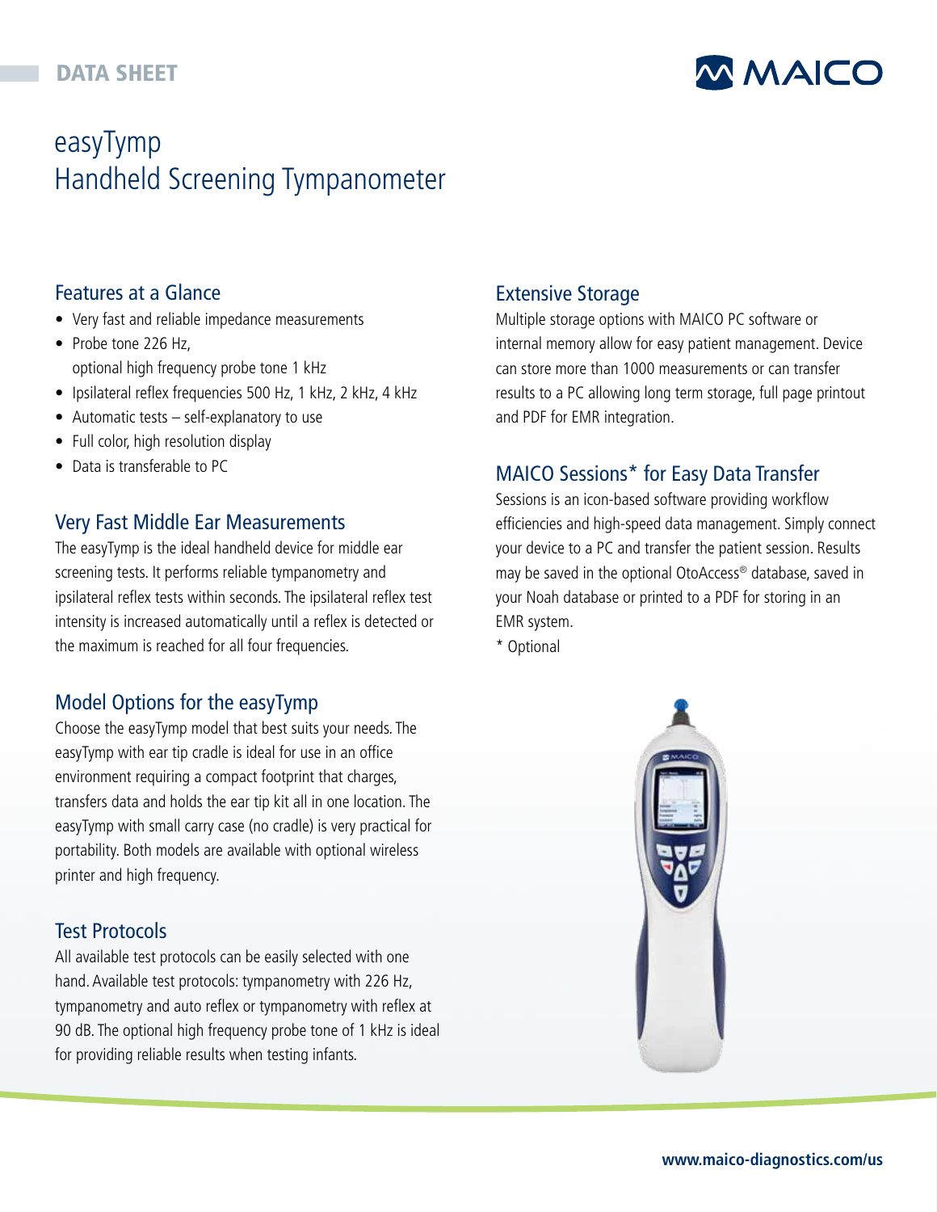DATA SHEET

# easyTymp
# Handheld Screening Tympanometer

## Features at a Glance

- Very fast and reliable impedance measurements
- Probe tone 226 Hz, optional high frequency probe tone 1 kHz
- Ipsilateral reflex frequencies 500 Hz, 1 kHz, 2 kHz, 4 kHz
- Automatic tests – self-explanatory to use
- Full color, high resolution display
- Data is transferable to PC

## Very Fast Middle Ear Measurements

The easyTymp is the ideal handheld device for middle ear screening tests. It performs reliable tympanometry and ipsilateral reflex tests within seconds. The ipsilateral reflex test intensity is increased automatically until a reflex is detected or the maximum is reached for all four frequencies.

## Model Options for the easyTymp

Choose the easyTymp model that best suits your needs. The easyTymp with ear tip cradle is ideal for use in an office environment requiring a compact footprint that charges, transfers data and holds the ear tip kit all in one location. The easyTymp with small carry case (no cradle) is very practical for portability. Both models are available with optional wireless printer and high frequency.

## Test Protocols

All available test protocols can be easily selected with one hand. Available test protocols: tympanometry with 226 Hz, tympanometry and auto reflex or tympanometry with reflex at 90 dB. The optional high frequency probe tone of 1 kHz is ideal for providing reliable results when testing infants.

## Extensive Storage

Multiple storage options with MAICO PC software or internal memory allow for easy patient management. Device can store more than 1000 measurements or can transfer results to a PC allowing long term storage, full page printout and PDF for EMR integration.

## MAICO Sessions* for Easy Data Transfer

Sessions is an icon-based software providing workflow efficiencies and high-speed data management. Simply connect your device to a PC and transfer the patient session. Results may be saved in the optional OtoAccess® database, saved in your Noah database or printed to a PDF for storing in an EMR system.

* Optional

www.maico-diagnostics.com/us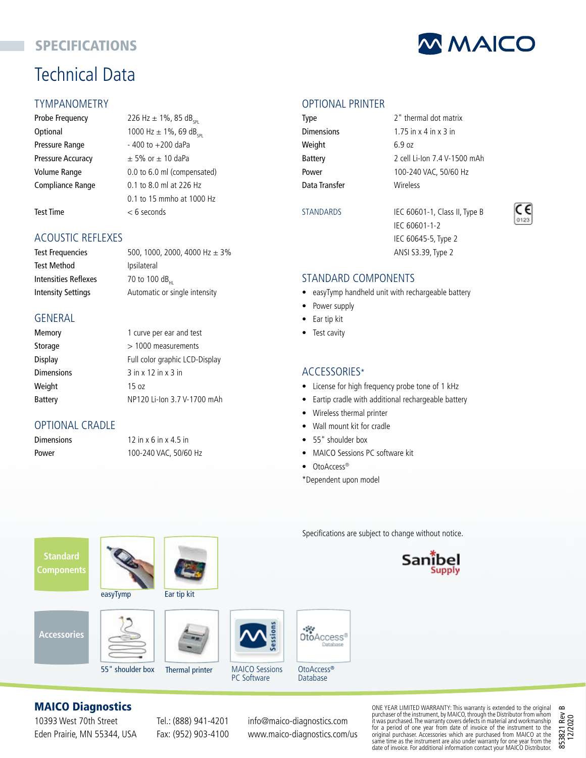# SPECIFICATIONS

## Technical Data

### TYMPANOMETRY

| | |
|---|---|
| Probe Frequency | 226 Hz ± 1%, 85 $dB_{SPL}$ |
| Optional | 1000 Hz ± 1%, 69 $dB_{SPL}$ |
| Pressure Range | - 400 to +200 daPa |
| Pressure Accuracy | ± 5% or ± 10 daPa |
| Volume Range | 0.0 to 6.0 ml (compensated) |
| Compliance Range | 0.1 to 8.0 ml at 226 Hz |
| | 0.1 to 15 mmho at 1000 Hz |
| Test Time | < 6 seconds |

### ACOUSTIC REFLEXES

| | |
|---|---|
| Test Frequencies | 500, 1000, 2000, 4000 Hz ± 3% |
| Test Method | Ipsilateral |
| Intensities Reflexes | 70 to 100 $dB_{HL}$ |
| Intensity Settings | Automatic or single intensity |

### GENERAL

| | |
|---|---|
| Memory | 1 curve per ear and test |
| Storage | > 1000 measurements |
| Display | Full color graphic LCD-Display |
| Dimensions | 3 in x 12 in x 3 in |
| Weight | 15 oz |
| Battery | NP120 Li-Ion 3.7 V-1700 mAh |

### OPTIONAL CRADLE

| | |
|---|---|
| Dimensions | 12 in x 6 in x 4.5 in |
| Power | 100-240 VAC, 50/60 Hz |

### OPTIONAL PRINTER

| | |
|---|---|
| Type | 2" thermal dot matrix |
| Dimensions | 1.75 in x 4 in x 3 in |
| Weight | 6.9 oz |
| Battery | 2 cell Li-Ion 7.4 V-1500 mAh |
| Power | 100-240 VAC, 50/60 Hz |
| Data Transfer | Wireless |

### STANDARDS

IEC 60601-1, Class II, Type B
IEC 60601-1-2
IEC 60645-5, Type 2
ANSI S3.39, Type 2

CE 0123

### STANDARD COMPONENTS

- easyTymp handheld unit with rechargeable battery
- Power supply
- Ear tip kit
- Test cavity

### ACCESSORIES*

- License for high frequency probe tone of 1 kHz
- Eartip cradle with additional rechargeable battery
- Wireless thermal printer
- Wall mount kit for cradle
- 55" shoulder box
- MAICO Sessions PC software kit
- OtoAccess®

*Dependent upon model

Specifications are subject to change without notice.

**Standard Components**

easyTymp

Ear tip kit

**Accessories**

55" shoulder box

Thermal printer

MAICO Sessions PC Software

OtoAccess® Database

**MAICO Diagnostics**
10393 West 70th Street
Eden Prairie, MN 55344, USA

Tel.: (888) 941-4201
Fax: (952) 903-4100

info@maico-diagnostics.com
www.maico-diagnostics.com/us

ONE YEAR LIMITED WARRANTY: This warranty is extended to the original purchaser of the instrument, by MAICO, through the Distributor from whom it was purchased. The warranty covers defects in material and workmanship for a period of one year from date of invoice of the instrument to the original purchaser. Accessories which are purchased from MAICO at the same time as the instrument are also under warranty for one year from the date of invoice. For additional information contact your MAICO Distributor.

853821 Rev B
12/2020